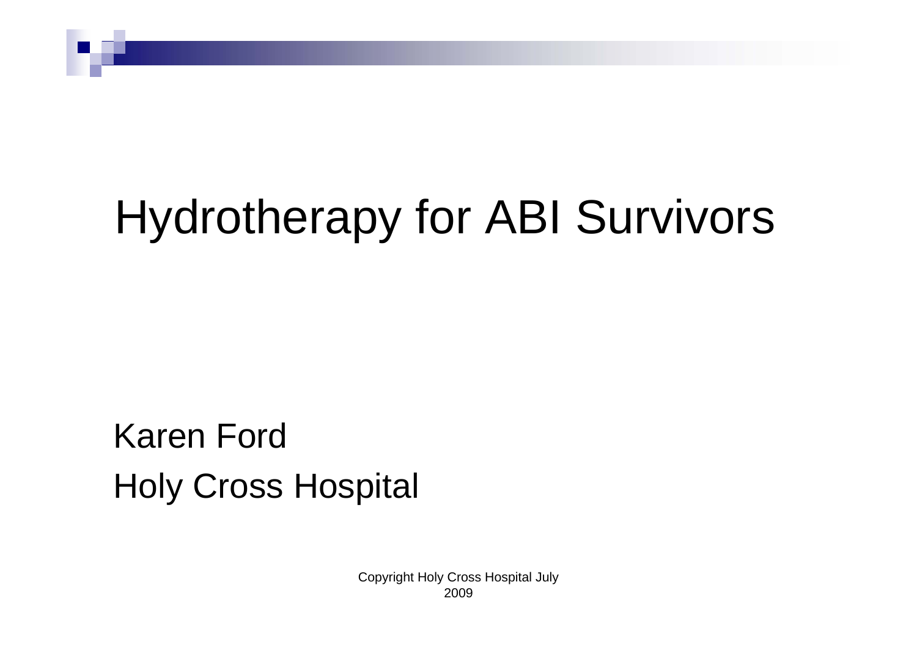# Hydrotherapy for ABI Survivors

Karen Ford

Holy Cross Hospital

Copyright Holy Cross Hospital July 2009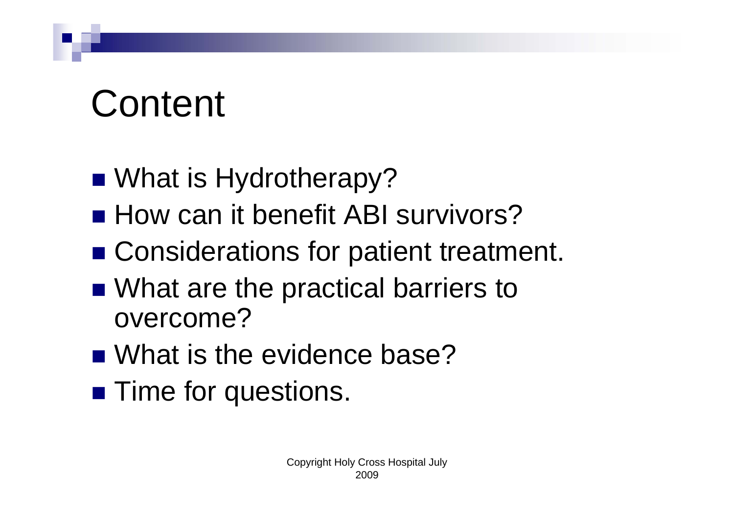# Content

- What is Hydrotherapy?
- How can it benefit ABI survivors?
- Considerations for patient treatment.
- What are the practical barriers to overcome?
- What is the evidence base?
- Time for questions.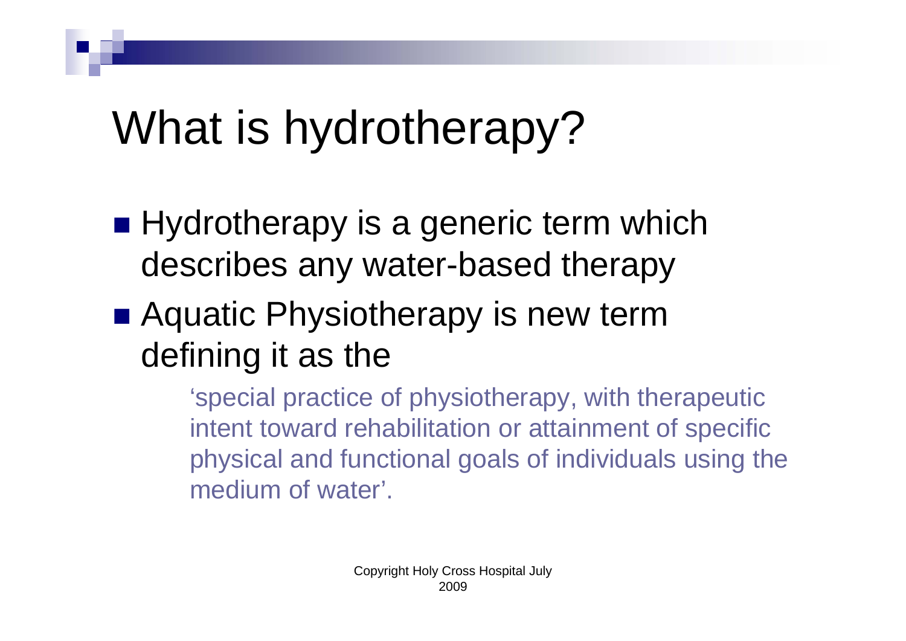# What is hydrotherapy?

- Hydrotherapy is a generic term which describes any water-based therapy
- Aquatic Physiotherapy is new term defining it as the

  'special practice of physiotherapy, with therapeutic intent toward rehabilitation or attainment of specific physical and functional goals of individuals using the medium of water'.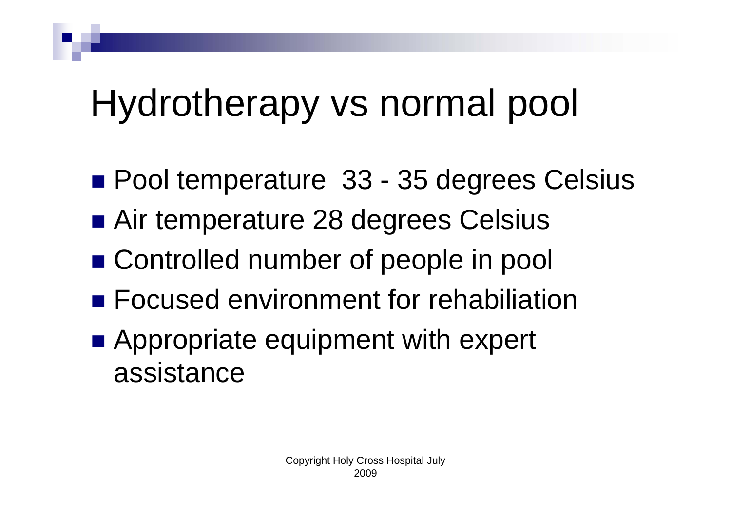# Hydrotherapy vs normal pool

- Pool temperature 33 - 35 degrees Celsius
- Air temperature 28 degrees Celsius
- Controlled number of people in pool
- Focused environment for rehabiliation
- Appropriate equipment with expert assistance

Copyright Holy Cross Hospital July 2009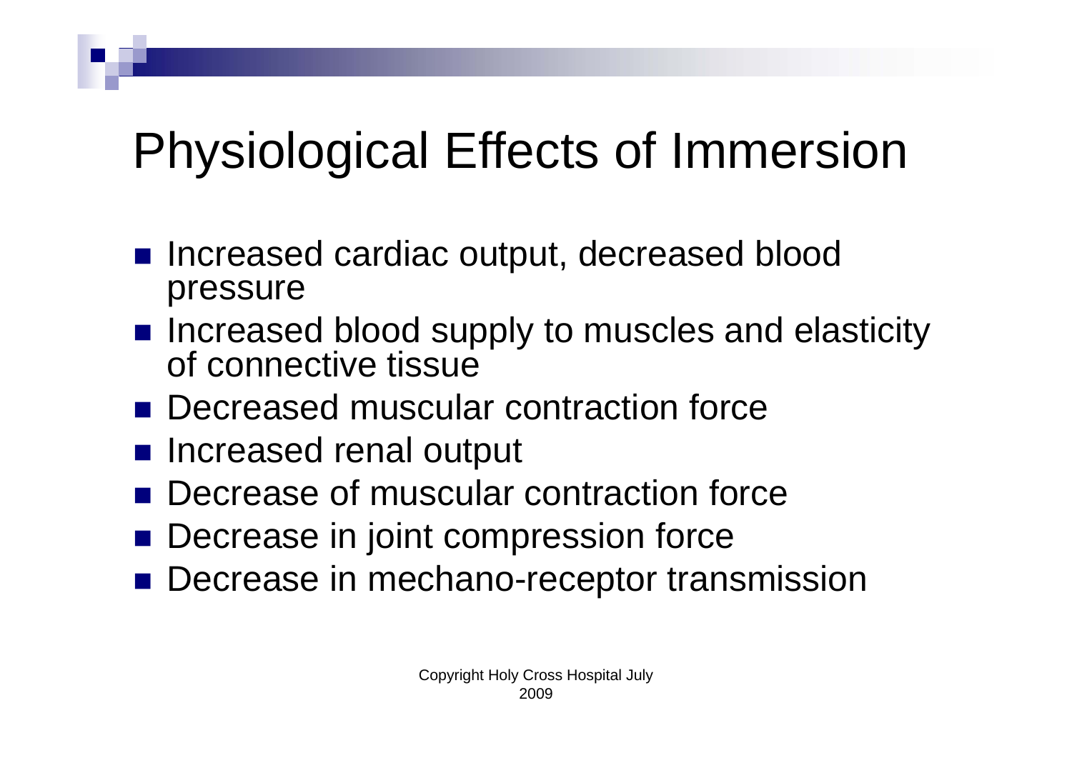# Physiological Effects of Immersion

- Increased cardiac output, decreased blood pressure
- Increased blood supply to muscles and elasticity of connective tissue
- Decreased muscular contraction force
- Increased renal output
- Decrease of muscular contraction force
- Decrease in joint compression force
- Decrease in mechano-receptor transmission

Copyright Holy Cross Hospital July 2009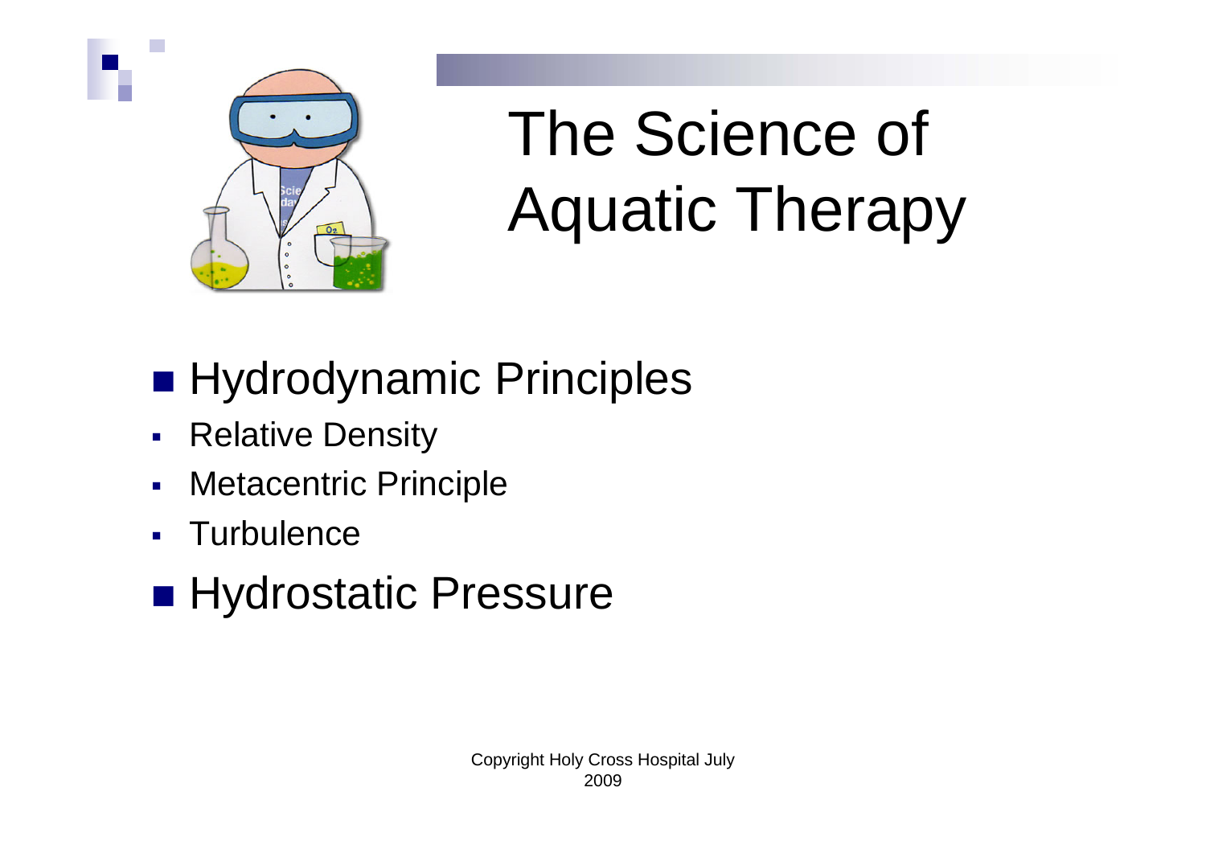# The Science of Aquatic Therapy

- Hydrodynamic Principles
  - Relative Density
  - Metacentric Principle
  - Turbulence
- Hydrostatic Pressure

Copyright Holy Cross Hospital July 2009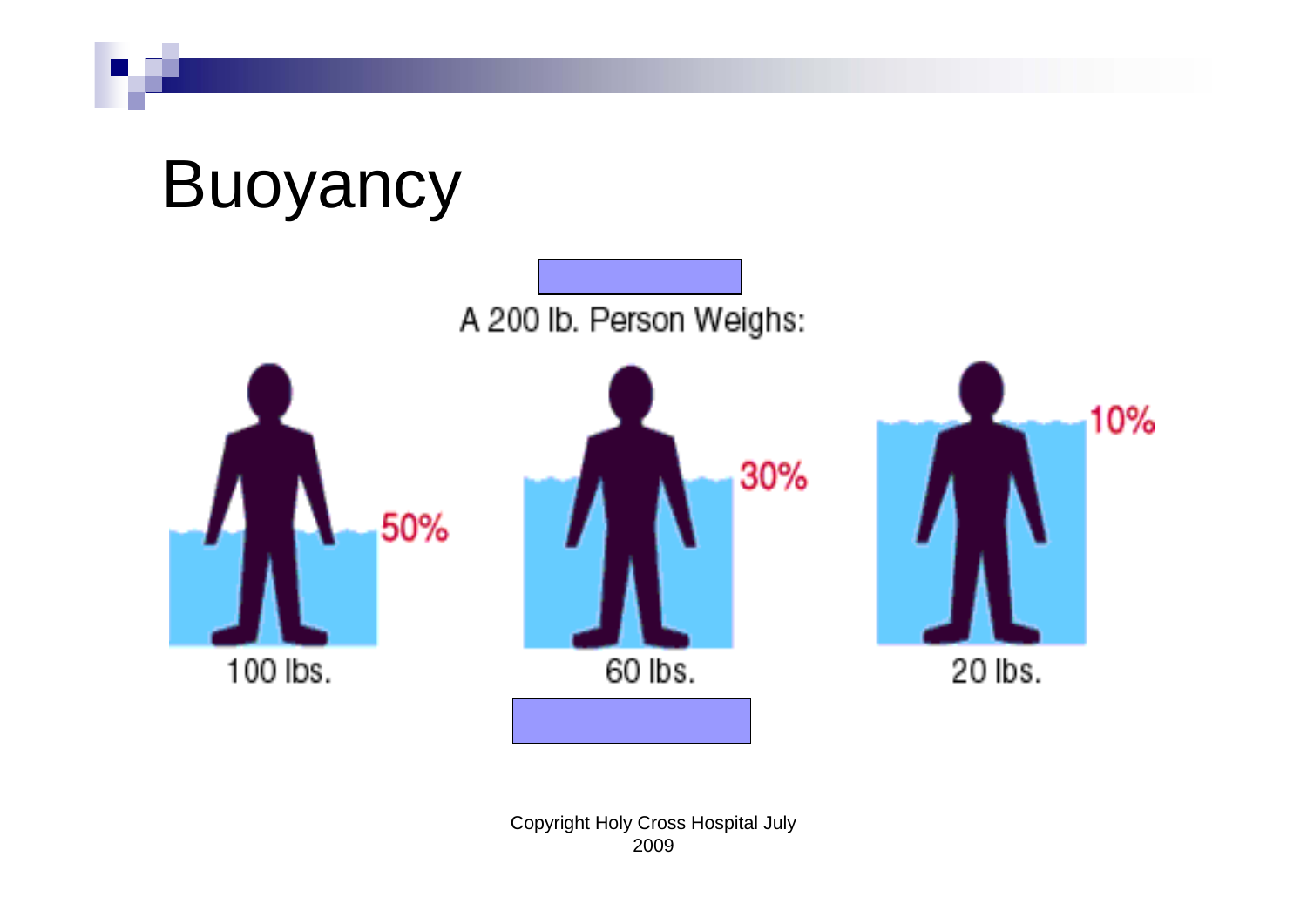# Buoyancy

A 200 lb. Person Weighs:

50%

100 lbs.

30%

60 lbs.

10%

20 lbs.

Copyright Holy Cross Hospital July 2009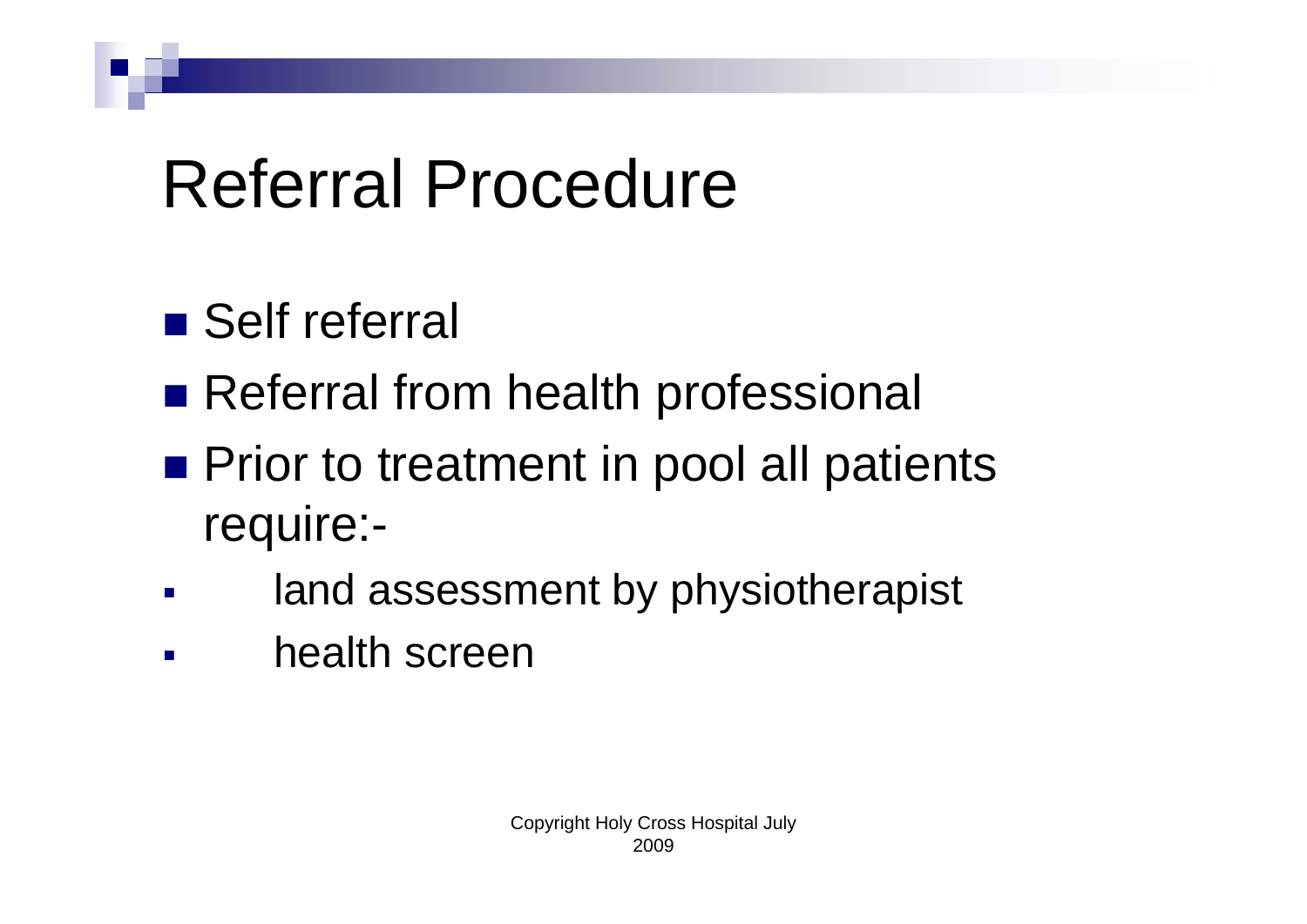# Referral Procedure

- Self referral
- Referral from health professional
- Prior to treatment in pool all patients require:-
  - land assessment by physiotherapist
  - health screen

Copyright Holy Cross Hospital July 2009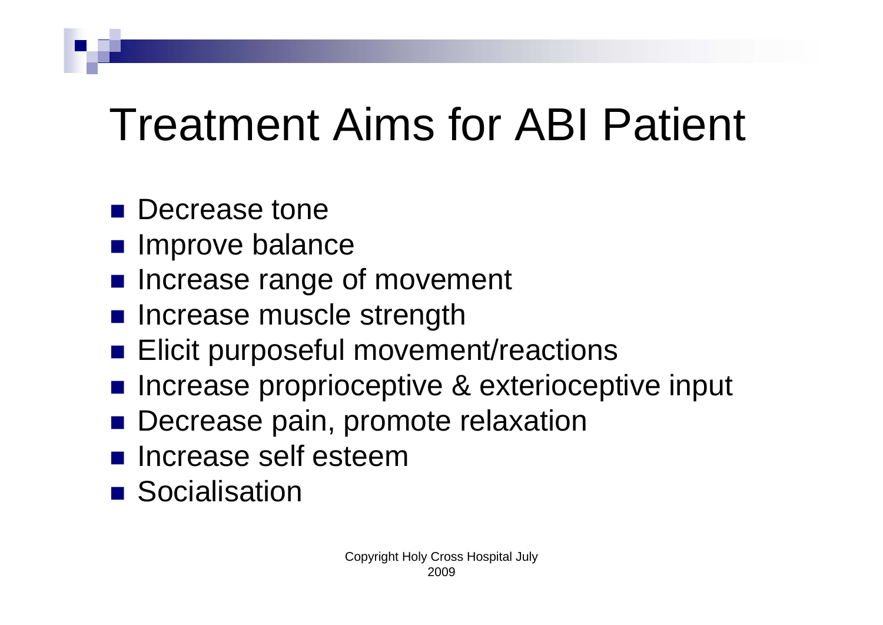# Treatment Aims for ABI Patient

- Decrease tone
- Improve balance
- Increase range of movement
- Increase muscle strength
- Elicit purposeful movement/reactions
- Increase proprioceptive & exterioceptive input
- Decrease pain, promote relaxation
- Increase self esteem
- Socialisation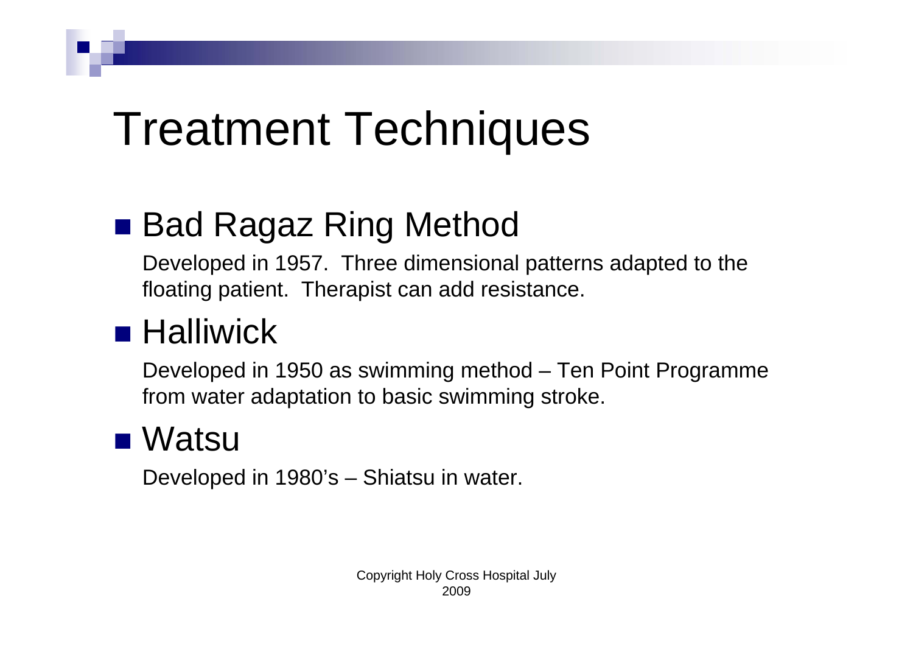# Treatment Techniques

- **Bad Ragaz Ring Method**

  Developed in 1957. Three dimensional patterns adapted to the floating patient. Therapist can add resistance.

- **Halliwick**

  Developed in 1950 as swimming method – Ten Point Programme from water adaptation to basic swimming stroke.

- **Watsu**

  Developed in 1980's – Shiatsu in water.

Copyright Holy Cross Hospital July 2009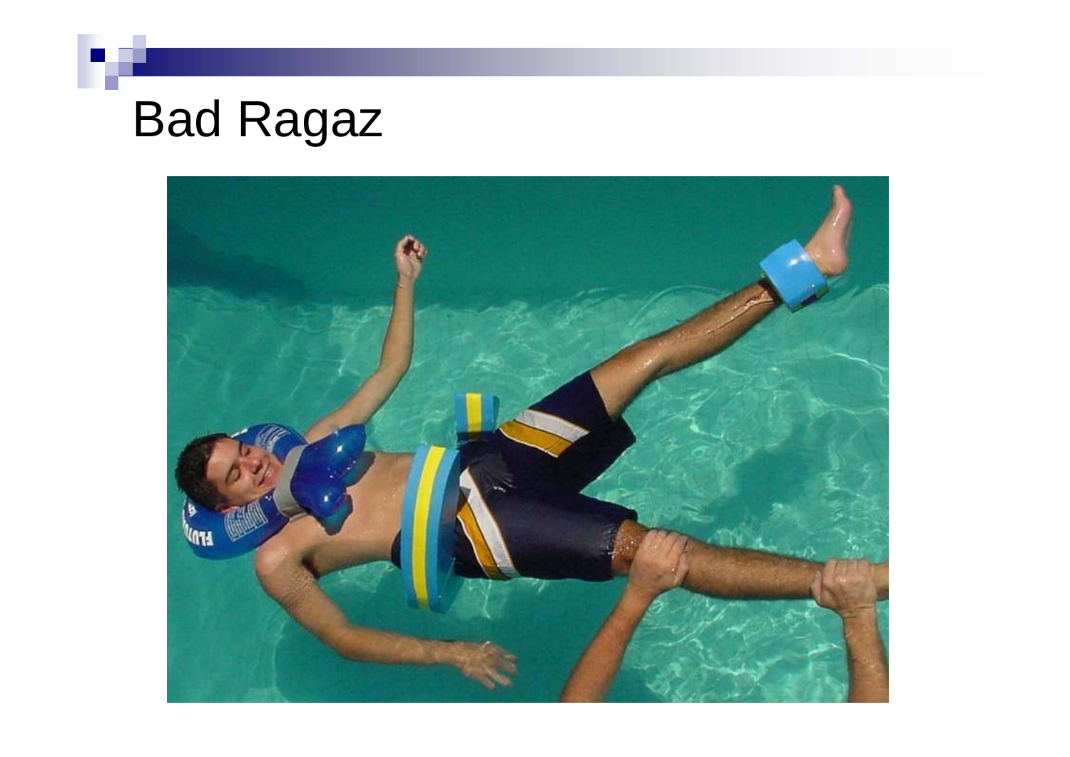# Bad Ragaz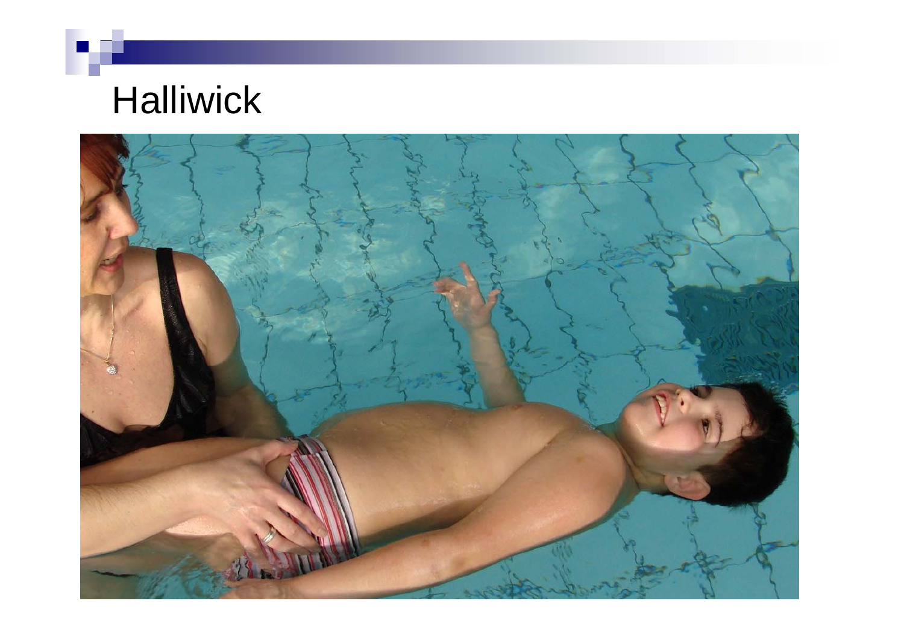# Halliwick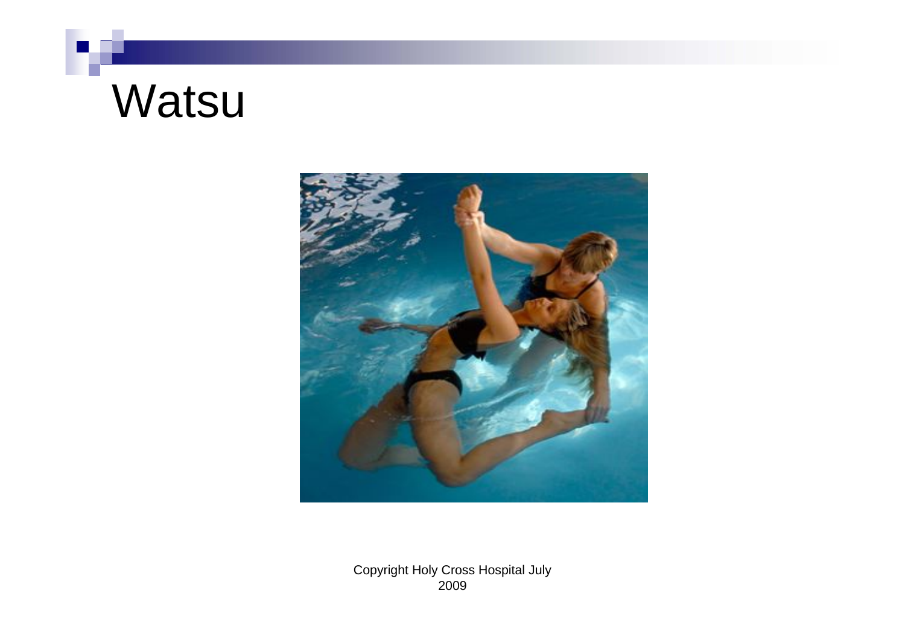# Watsu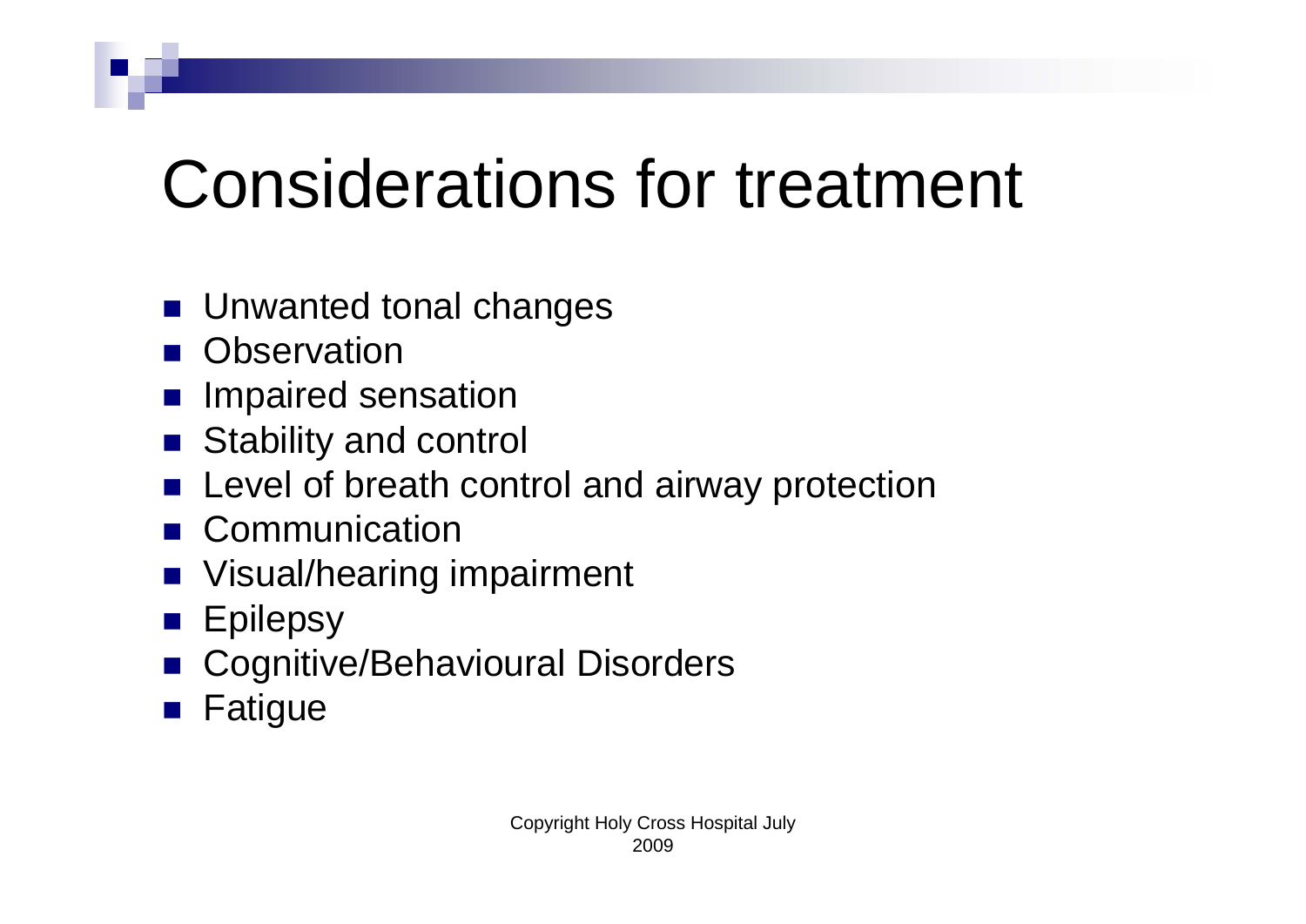# Considerations for treatment

- Unwanted tonal changes
- Observation
- Impaired sensation
- Stability and control
- Level of breath control and airway protection
- Communication
- Visual/hearing impairment
- Epilepsy
- Cognitive/Behavioural Disorders
- Fatigue

Copyright Holy Cross Hospital July 2009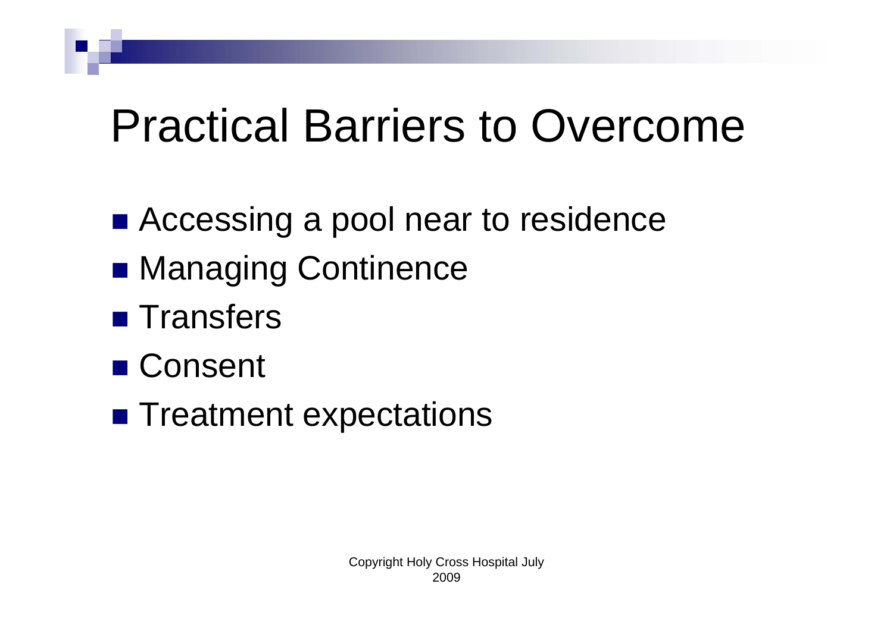# Practical Barriers to Overcome

- Accessing a pool near to residence
- Managing Continence
- Transfers
- Consent
- Treatment expectations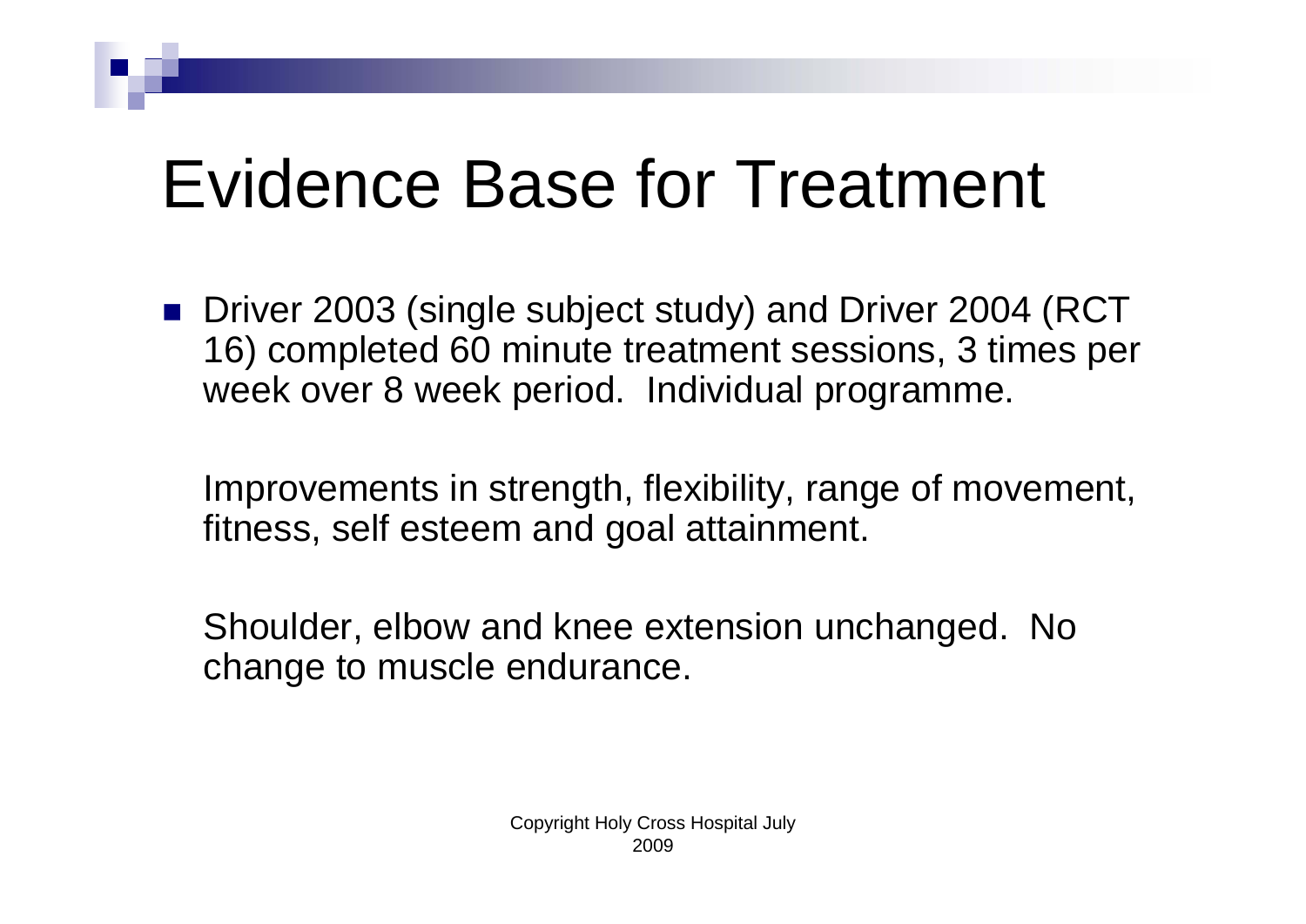# Evidence Base for Treatment

- Driver 2003 (single subject study) and Driver 2004 (RCT 16) completed 60 minute treatment sessions, 3 times per week over 8 week period. Individual programme.

  Improvements in strength, flexibility, range of movement, fitness, self esteem and goal attainment.

  Shoulder, elbow and knee extension unchanged. No change to muscle endurance.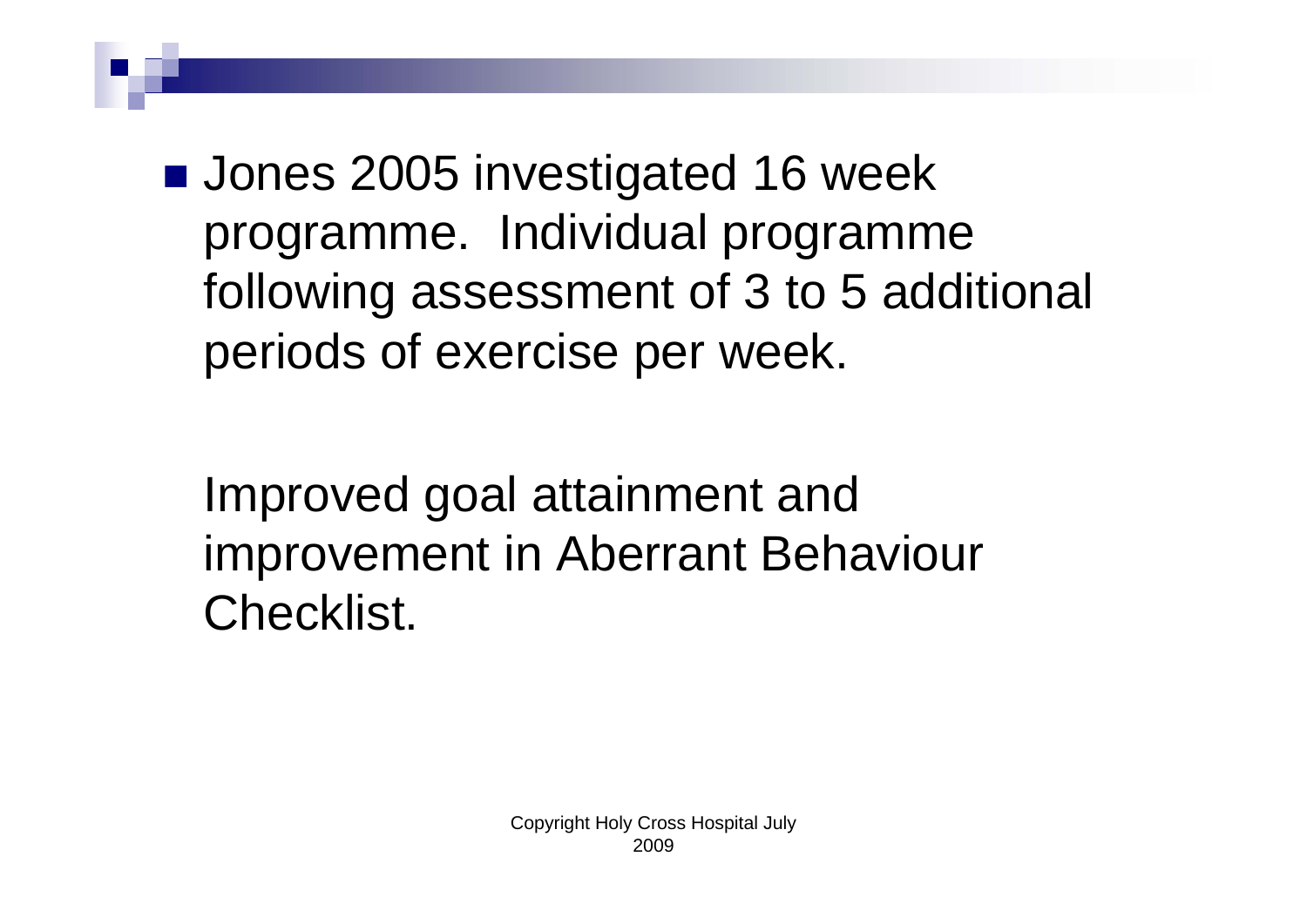- Jones 2005 investigated 16 week programme. Individual programme following assessment of 3 to 5 additional periods of exercise per week.

  Improved goal attainment and improvement in Aberrant Behaviour Checklist.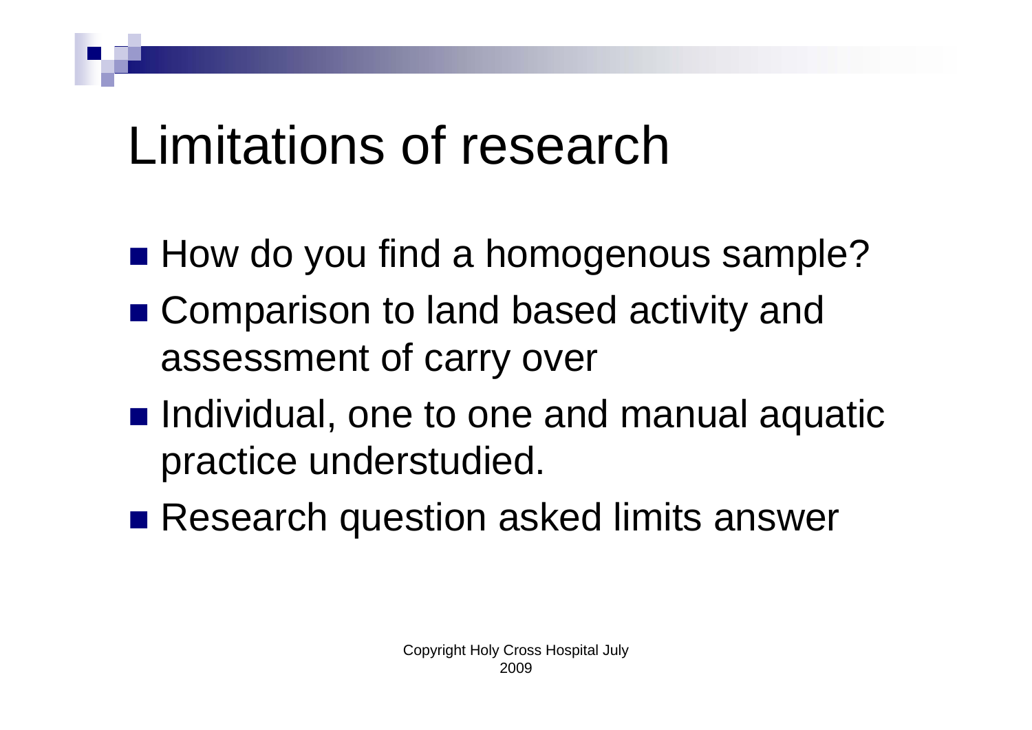# Limitations of research

- How do you find a homogenous sample?
- Comparison to land based activity and assessment of carry over
- Individual, one to one and manual aquatic practice understudied.
- Research question asked limits answer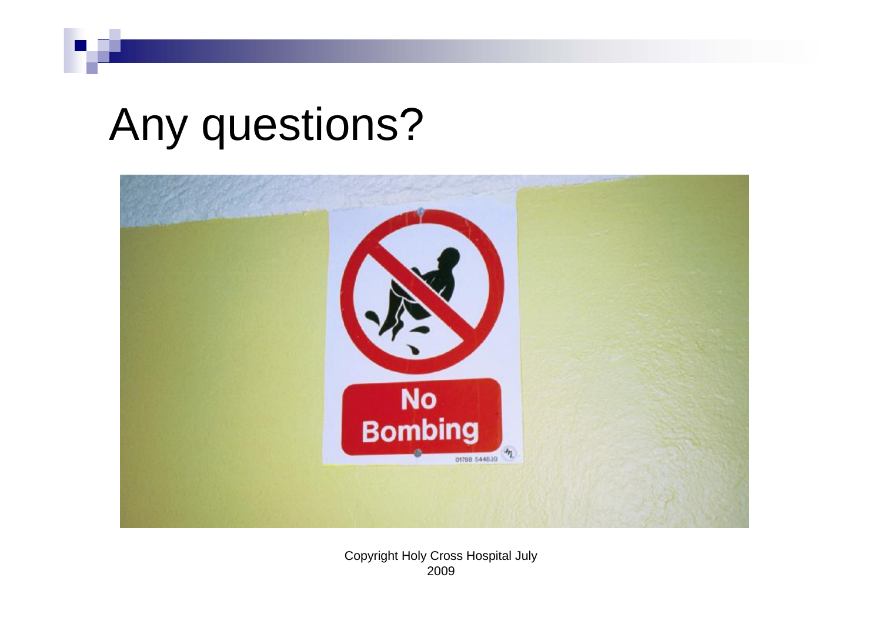# Any questions?

Copyright Holy Cross Hospital July 2009